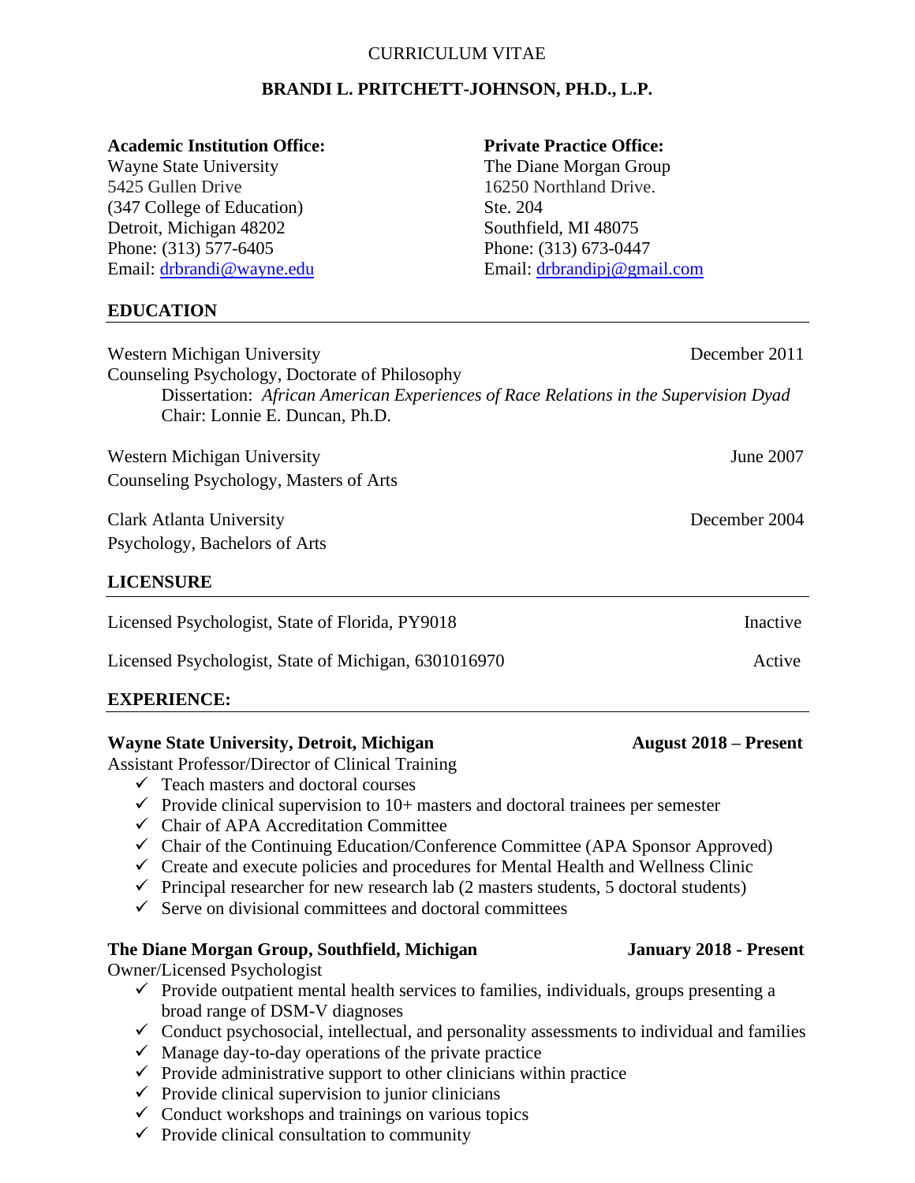CURRICULUM VITAE

# BRANDI L. PRITCHETT-JOHNSON, PH.D., L.P.

**Academic Institution Office:**
Wayne State University
5425 Gullen Drive
(347 College of Education)
Detroit, Michigan 48202
Phone: (313) 577-6405
Email: drbrandi@wayne.edu

**Private Practice Office:**
The Diane Morgan Group
16250 Northland Drive.
Ste. 204
Southfield, MI 48075
Phone: (313) 673-0447
Email: drbrandipj@gmail.com

## EDUCATION

Western Michigan University — December 2011
Counseling Psychology, Doctorate of Philosophy
Dissertation: *African American Experiences of Race Relations in the Supervision Dyad*
Chair: Lonnie E. Duncan, Ph.D.

Western Michigan University — June 2007
Counseling Psychology, Masters of Arts

Clark Atlanta University — December 2004
Psychology, Bachelors of Arts

## LICENSURE

Licensed Psychologist, State of Florida, PY9018 — Inactive

Licensed Psychologist, State of Michigan, 6301016970 — Active

## EXPERIENCE:

**Wayne State University, Detroit, Michigan** — **August 2018 – Present**
Assistant Professor/Director of Clinical Training

- ✓ Teach masters and doctoral courses
- ✓ Provide clinical supervision to 10+ masters and doctoral trainees per semester
- ✓ Chair of APA Accreditation Committee
- ✓ Chair of the Continuing Education/Conference Committee (APA Sponsor Approved)
- ✓ Create and execute policies and procedures for Mental Health and Wellness Clinic
- ✓ Principal researcher for new research lab (2 masters students, 5 doctoral students)
- ✓ Serve on divisional committees and doctoral committees

**The Diane Morgan Group, Southfield, Michigan** — **January 2018 - Present**
Owner/Licensed Psychologist

- ✓ Provide outpatient mental health services to families, individuals, groups presenting a broad range of DSM-V diagnoses
- ✓ Conduct psychosocial, intellectual, and personality assessments to individual and families
- ✓ Manage day-to-day operations of the private practice
- ✓ Provide administrative support to other clinicians within practice
- ✓ Provide clinical supervision to junior clinicians
- ✓ Conduct workshops and trainings on various topics
- ✓ Provide clinical consultation to community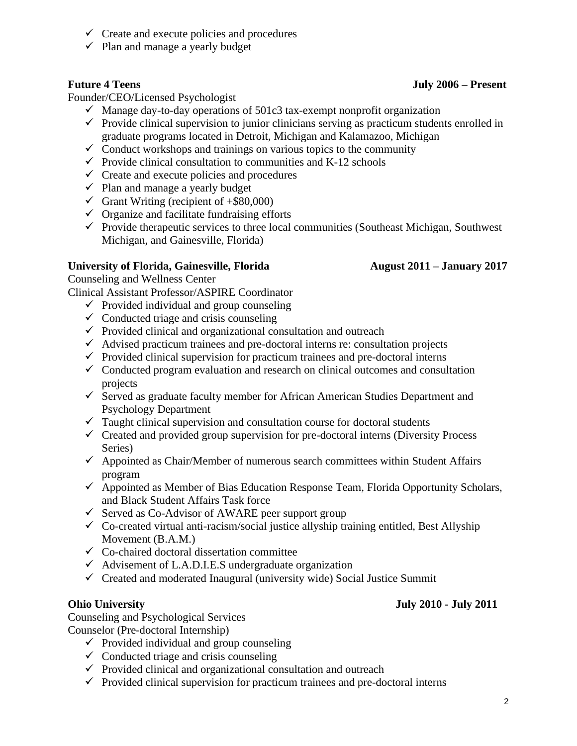- Create and execute policies and procedures
- Plan and manage a yearly budget

**Future 4 Teens** **July 2006 – Present**

Founder/CEO/Licensed Psychologist

- Manage day-to-day operations of 501c3 tax-exempt nonprofit organization
- Provide clinical supervision to junior clinicians serving as practicum students enrolled in graduate programs located in Detroit, Michigan and Kalamazoo, Michigan
- Conduct workshops and trainings on various topics to the community
- Provide clinical consultation to communities and K-12 schools
- Create and execute policies and procedures
- Plan and manage a yearly budget
- Grant Writing (recipient of +$80,000)
- Organize and facilitate fundraising efforts
- Provide therapeutic services to three local communities (Southeast Michigan, Southwest Michigan, and Gainesville, Florida)

**University of Florida, Gainesville, Florida** **August 2011 – January 2017**

Counseling and Wellness Center
Clinical Assistant Professor/ASPIRE Coordinator

- Provided individual and group counseling
- Conducted triage and crisis counseling
- Provided clinical and organizational consultation and outreach
- Advised practicum trainees and pre-doctoral interns re: consultation projects
- Provided clinical supervision for practicum trainees and pre-doctoral interns
- Conducted program evaluation and research on clinical outcomes and consultation projects
- Served as graduate faculty member for African American Studies Department and Psychology Department
- Taught clinical supervision and consultation course for doctoral students
- Created and provided group supervision for pre-doctoral interns (Diversity Process Series)
- Appointed as Chair/Member of numerous search committees within Student Affairs program
- Appointed as Member of Bias Education Response Team, Florida Opportunity Scholars, and Black Student Affairs Task force
- Served as Co-Advisor of AWARE peer support group
- Co-created virtual anti-racism/social justice allyship training entitled, Best Allyship Movement (B.A.M.)
- Co-chaired doctoral dissertation committee
- Advisement of L.A.D.I.E.S undergraduate organization
- Created and moderated Inaugural (university wide) Social Justice Summit

**Ohio University** **July 2010 - July 2011**

Counseling and Psychological Services
Counselor (Pre-doctoral Internship)

- Provided individual and group counseling
- Conducted triage and crisis counseling
- Provided clinical and organizational consultation and outreach
- Provided clinical supervision for practicum trainees and pre-doctoral interns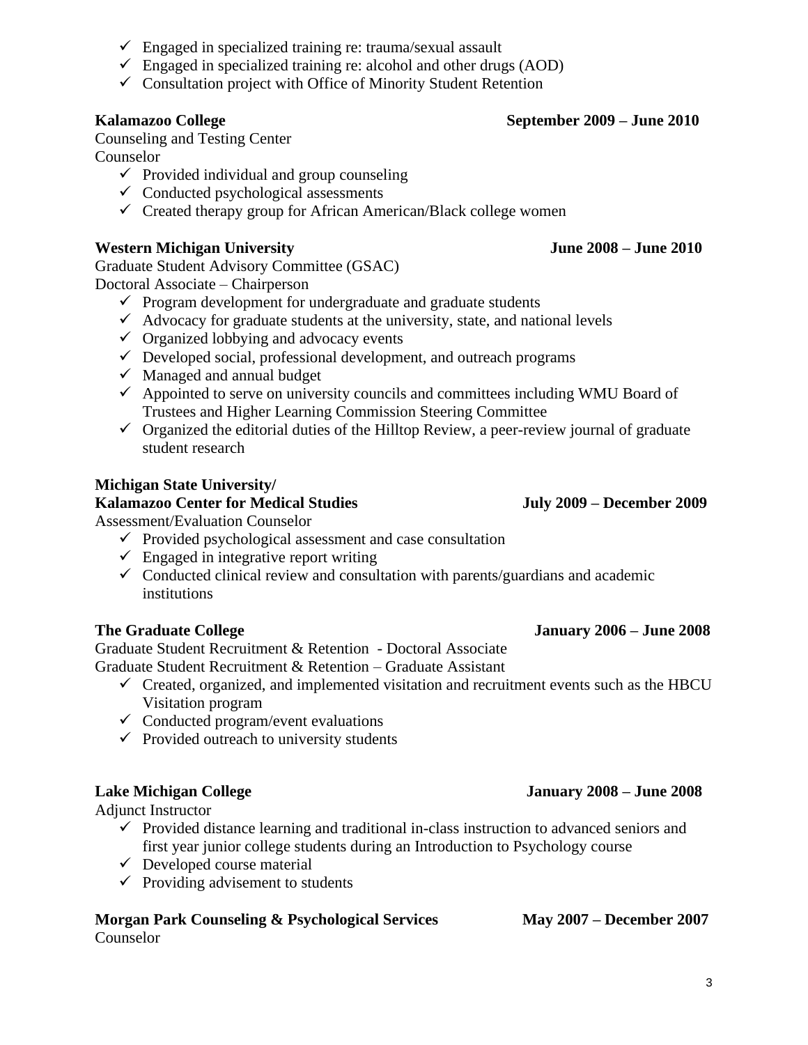- ✓ Engaged in specialized training re: trauma/sexual assault
- ✓ Engaged in specialized training re: alcohol and other drugs (AOD)
- ✓ Consultation project with Office of Minority Student Retention

**Kalamazoo College** **September 2009 – June 2010**
Counseling and Testing Center
Counselor

- ✓ Provided individual and group counseling
- ✓ Conducted psychological assessments
- ✓ Created therapy group for African American/Black college women

**Western Michigan University** **June 2008 – June 2010**
Graduate Student Advisory Committee (GSAC)
Doctoral Associate – Chairperson

- ✓ Program development for undergraduate and graduate students
- ✓ Advocacy for graduate students at the university, state, and national levels
- ✓ Organized lobbying and advocacy events
- ✓ Developed social, professional development, and outreach programs
- ✓ Managed and annual budget
- ✓ Appointed to serve on university councils and committees including WMU Board of Trustees and Higher Learning Commission Steering Committee
- ✓ Organized the editorial duties of the Hilltop Review, a peer-review journal of graduate student research

**Michigan State University/**
**Kalamazoo Center for Medical Studies** **July 2009 – December 2009**
Assessment/Evaluation Counselor

- ✓ Provided psychological assessment and case consultation
- ✓ Engaged in integrative report writing
- ✓ Conducted clinical review and consultation with parents/guardians and academic institutions

**The Graduate College** **January 2006 – June 2008**
Graduate Student Recruitment & Retention - Doctoral Associate
Graduate Student Recruitment & Retention – Graduate Assistant

- ✓ Created, organized, and implemented visitation and recruitment events such as the HBCU Visitation program
- ✓ Conducted program/event evaluations
- ✓ Provided outreach to university students

**Lake Michigan College** **January 2008 – June 2008**
Adjunct Instructor

- ✓ Provided distance learning and traditional in-class instruction to advanced seniors and first year junior college students during an Introduction to Psychology course
- ✓ Developed course material
- ✓ Providing advisement to students

**Morgan Park Counseling & Psychological Services** **May 2007 – December 2007**
Counselor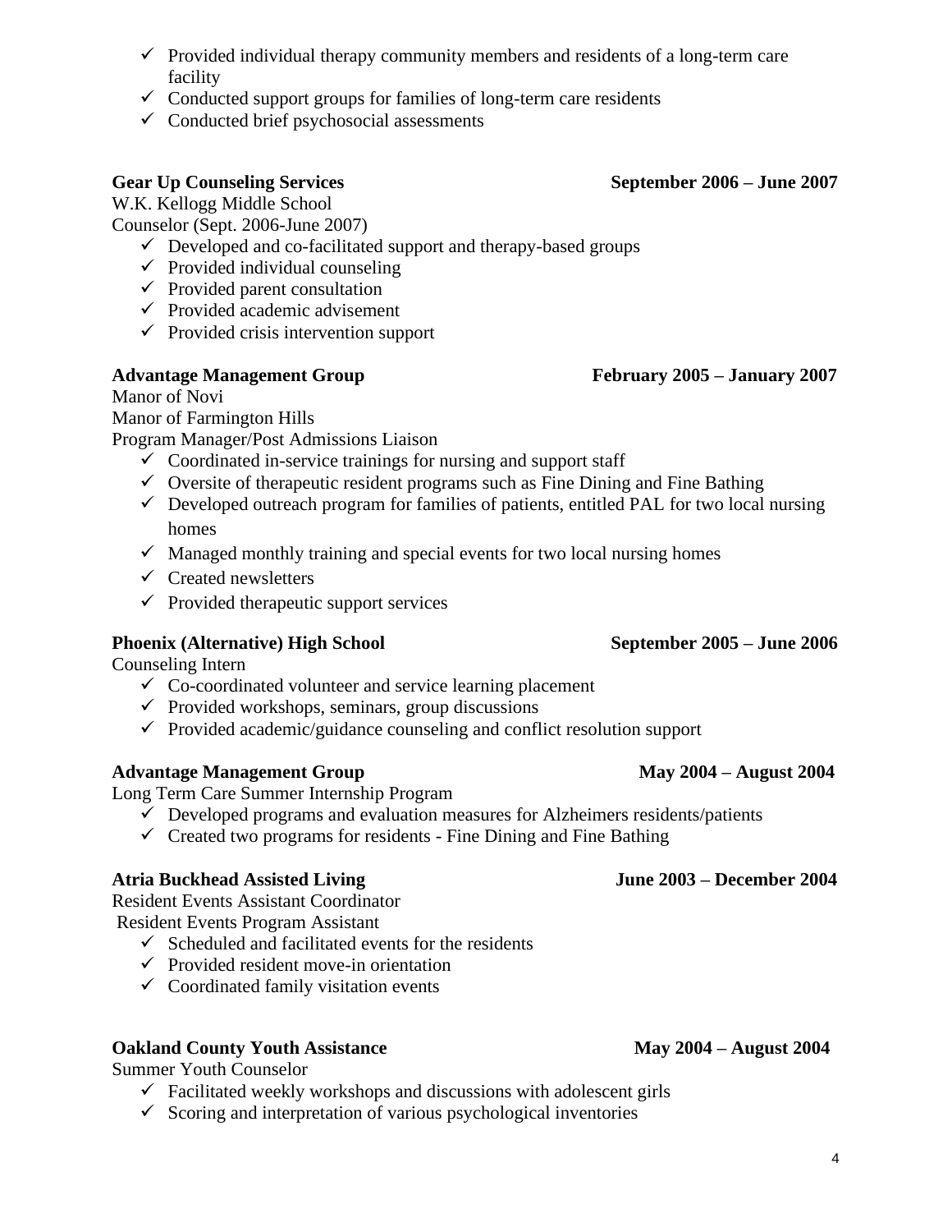- Provided individual therapy community members and residents of a long-term care facility
- Conducted support groups for families of long-term care residents
- Conducted brief psychosocial assessments

**Gear Up Counseling Services** **September 2006 – June 2007**

W.K. Kellogg Middle School
Counselor (Sept. 2006-June 2007)

- Developed and co-facilitated support and therapy-based groups
- Provided individual counseling
- Provided parent consultation
- Provided academic advisement
- Provided crisis intervention support

**Advantage Management Group** **February 2005 – January 2007**

Manor of Novi
Manor of Farmington Hills
Program Manager/Post Admissions Liaison

- Coordinated in-service trainings for nursing and support staff
- Oversite of therapeutic resident programs such as Fine Dining and Fine Bathing
- Developed outreach program for families of patients, entitled PAL for two local nursing homes
- Managed monthly training and special events for two local nursing homes
- Created newsletters
- Provided therapeutic support services

**Phoenix (Alternative) High School** **September 2005 – June 2006**

Counseling Intern

- Co-coordinated volunteer and service learning placement
- Provided workshops, seminars, group discussions
- Provided academic/guidance counseling and conflict resolution support

**Advantage Management Group** **May 2004 – August 2004**

Long Term Care Summer Internship Program

- Developed programs and evaluation measures for Alzheimers residents/patients
- Created two programs for residents - Fine Dining and Fine Bathing

**Atria Buckhead Assisted Living** **June 2003 – December 2004**

Resident Events Assistant Coordinator
Resident Events Program Assistant

- Scheduled and facilitated events for the residents
- Provided resident move-in orientation
- Coordinated family visitation events

**Oakland County Youth Assistance** **May 2004 – August 2004**

Summer Youth Counselor

- Facilitated weekly workshops and discussions with adolescent girls
- Scoring and interpretation of various psychological inventories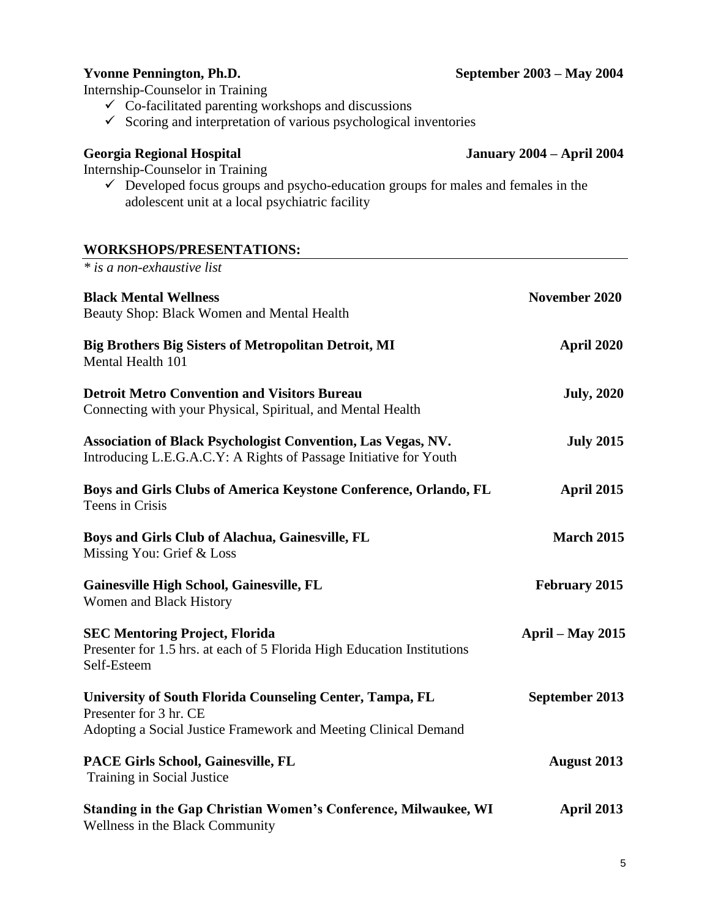**Yvonne Pennington, Ph.D.** **September 2003 – May 2004**
Internship-Counselor in Training

- ✓ Co-facilitated parenting workshops and discussions
- ✓ Scoring and interpretation of various psychological inventories

**Georgia Regional Hospital** **January 2004 – April 2004**
Internship-Counselor in Training

- ✓ Developed focus groups and psycho-education groups for males and females in the adolescent unit at a local psychiatric facility

## WORKSHOPS/PRESENTATIONS:

*\* is a non-exhaustive list*

**Black Mental Wellness** **November 2020**
Beauty Shop: Black Women and Mental Health

**Big Brothers Big Sisters of Metropolitan Detroit, MI** **April 2020**
Mental Health 101

**Detroit Metro Convention and Visitors Bureau** **July, 2020**
Connecting with your Physical, Spiritual, and Mental Health

**Association of Black Psychologist Convention, Las Vegas, NV.** **July 2015**
Introducing L.E.G.A.C.Y: A Rights of Passage Initiative for Youth

**Boys and Girls Clubs of America Keystone Conference, Orlando, FL** **April 2015**
Teens in Crisis

**Boys and Girls Club of Alachua, Gainesville, FL** **March 2015**
Missing You: Grief & Loss

**Gainesville High School, Gainesville, FL** **February 2015**
Women and Black History

**SEC Mentoring Project, Florida** **April – May 2015**
Presenter for 1.5 hrs. at each of 5 Florida High Education Institutions
Self-Esteem

**University of South Florida Counseling Center, Tampa, FL** **September 2013**
Presenter for 3 hr. CE
Adopting a Social Justice Framework and Meeting Clinical Demand

**PACE Girls School, Gainesville, FL** **August 2013**
Training in Social Justice

**Standing in the Gap Christian Women's Conference, Milwaukee, WI** **April 2013**
Wellness in the Black Community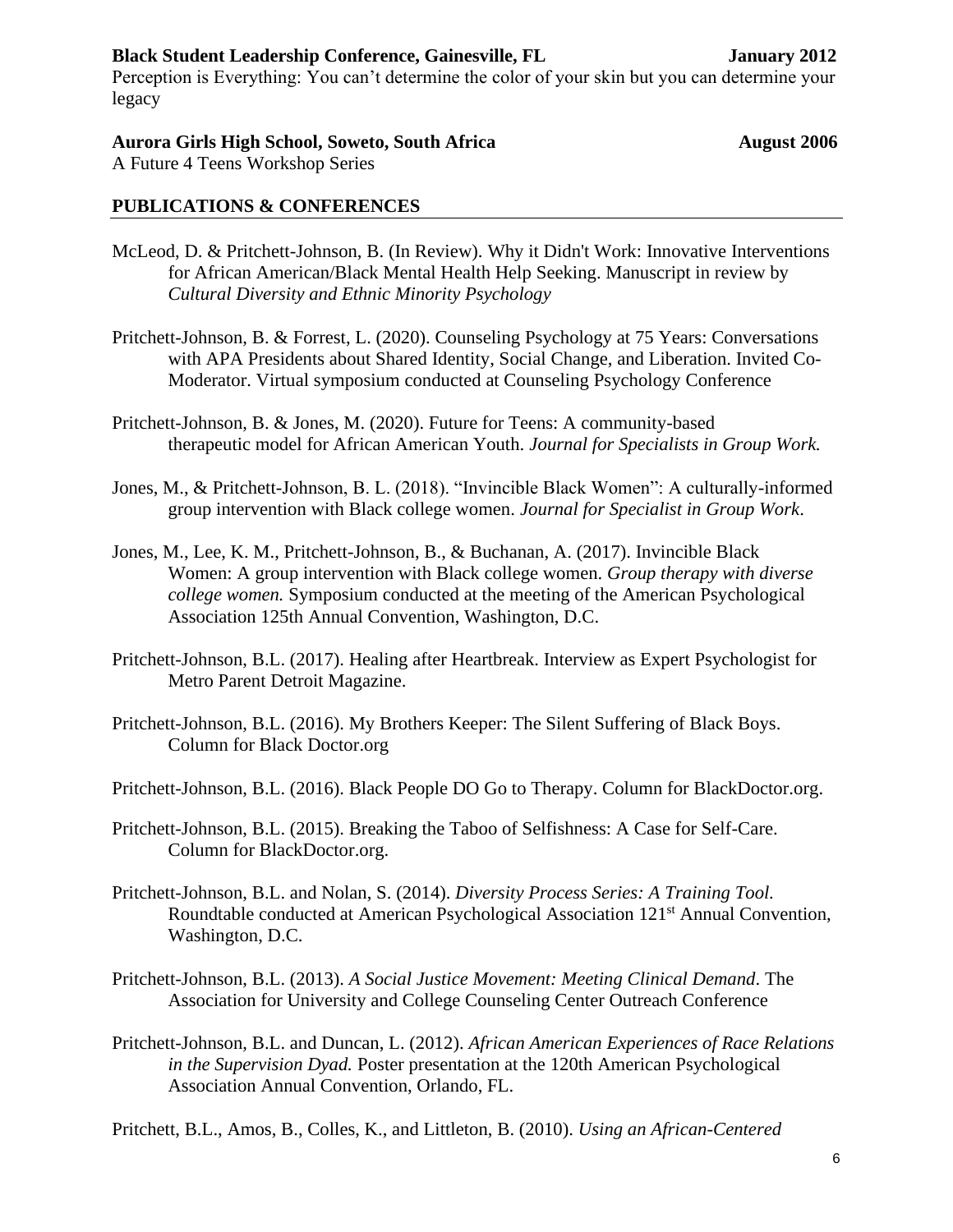**Black Student Leadership Conference, Gainesville, FL** **January 2012**

Perception is Everything: You can't determine the color of your skin but you can determine your legacy

**Aurora Girls High School, Soweto, South Africa** **August 2006**

A Future 4 Teens Workshop Series

## PUBLICATIONS & CONFERENCES

McLeod, D. & Pritchett-Johnson, B. (In Review). Why it Didn't Work: Innovative Interventions for African American/Black Mental Health Help Seeking. Manuscript in review by *Cultural Diversity and Ethnic Minority Psychology*

Pritchett-Johnson, B. & Forrest, L. (2020). Counseling Psychology at 75 Years: Conversations with APA Presidents about Shared Identity, Social Change, and Liberation. Invited Co-Moderator. Virtual symposium conducted at Counseling Psychology Conference

Pritchett-Johnson, B. & Jones, M. (2020). Future for Teens: A community-based therapeutic model for African American Youth. *Journal for Specialists in Group Work.*

Jones, M., & Pritchett-Johnson, B. L. (2018). "Invincible Black Women": A culturally-informed group intervention with Black college women. *Journal for Specialist in Group Work*.

Jones, M., Lee, K. M., Pritchett-Johnson, B., & Buchanan, A. (2017). Invincible Black Women: A group intervention with Black college women. *Group therapy with diverse college women.* Symposium conducted at the meeting of the American Psychological Association 125th Annual Convention, Washington, D.C.

Pritchett-Johnson, B.L. (2017). Healing after Heartbreak. Interview as Expert Psychologist for Metro Parent Detroit Magazine.

Pritchett-Johnson, B.L. (2016). My Brothers Keeper: The Silent Suffering of Black Boys. Column for Black Doctor.org

Pritchett-Johnson, B.L. (2016). Black People DO Go to Therapy. Column for BlackDoctor.org.

Pritchett-Johnson, B.L. (2015). Breaking the Taboo of Selfishness: A Case for Self-Care. Column for BlackDoctor.org.

Pritchett-Johnson, B.L. and Nolan, S. (2014). *Diversity Process Series: A Training Tool.* Roundtable conducted at American Psychological Association 121st Annual Convention, Washington, D.C.

Pritchett-Johnson, B.L. (2013). *A Social Justice Movement: Meeting Clinical Demand*. The Association for University and College Counseling Center Outreach Conference

Pritchett-Johnson, B.L. and Duncan, L. (2012). *African American Experiences of Race Relations in the Supervision Dyad.* Poster presentation at the 120th American Psychological Association Annual Convention, Orlando, FL.

Pritchett, B.L., Amos, B., Colles, K., and Littleton, B. (2010). *Using an African-Centered*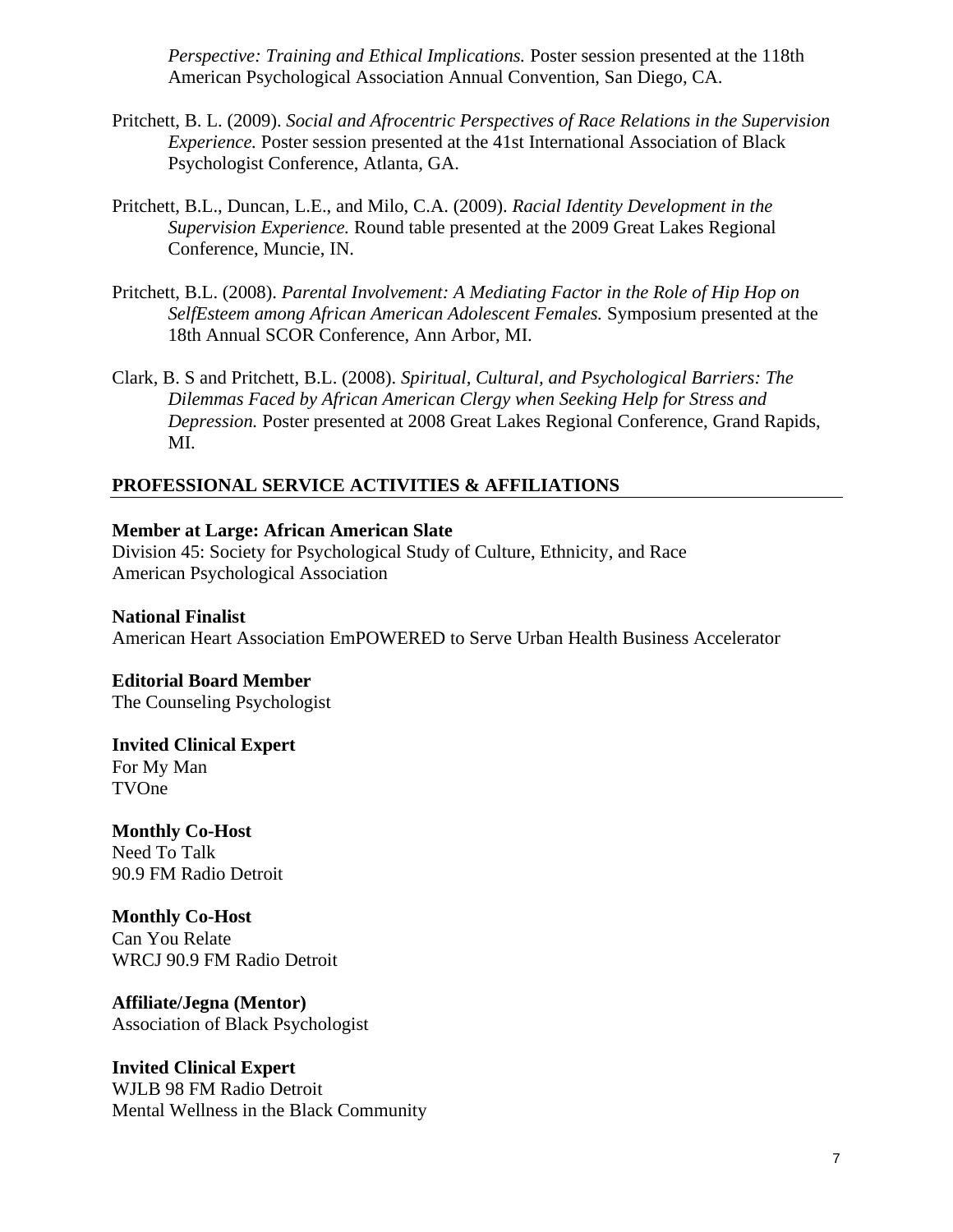*Perspective: Training and Ethical Implications.* Poster session presented at the 118th American Psychological Association Annual Convention, San Diego, CA.

Pritchett, B. L. (2009). *Social and Afrocentric Perspectives of Race Relations in the Supervision Experience.* Poster session presented at the 41st International Association of Black Psychologist Conference, Atlanta, GA.

Pritchett, B.L., Duncan, L.E., and Milo, C.A. (2009). *Racial Identity Development in the Supervision Experience.* Round table presented at the 2009 Great Lakes Regional Conference, Muncie, IN.

Pritchett, B.L. (2008). *Parental Involvement: A Mediating Factor in the Role of Hip Hop on SelfEsteem among African American Adolescent Females.* Symposium presented at the 18th Annual SCOR Conference, Ann Arbor, MI.

Clark, B. S and Pritchett, B.L. (2008). *Spiritual, Cultural, and Psychological Barriers: The Dilemmas Faced by African American Clergy when Seeking Help for Stress and Depression.* Poster presented at 2008 Great Lakes Regional Conference, Grand Rapids, MI.

## PROFESSIONAL SERVICE ACTIVITIES & AFFILIATIONS

**Member at Large: African American Slate**
Division 45: Society for Psychological Study of Culture, Ethnicity, and Race
American Psychological Association

**National Finalist**
American Heart Association EmPOWERED to Serve Urban Health Business Accelerator

**Editorial Board Member**
The Counseling Psychologist

**Invited Clinical Expert**
For My Man
TVOne

**Monthly Co-Host**
Need To Talk
90.9 FM Radio Detroit

**Monthly Co-Host**
Can You Relate
WRCJ 90.9 FM Radio Detroit

**Affiliate/Jegna (Mentor)**
Association of Black Psychologist

**Invited Clinical Expert**
WJLB 98 FM Radio Detroit
Mental Wellness in the Black Community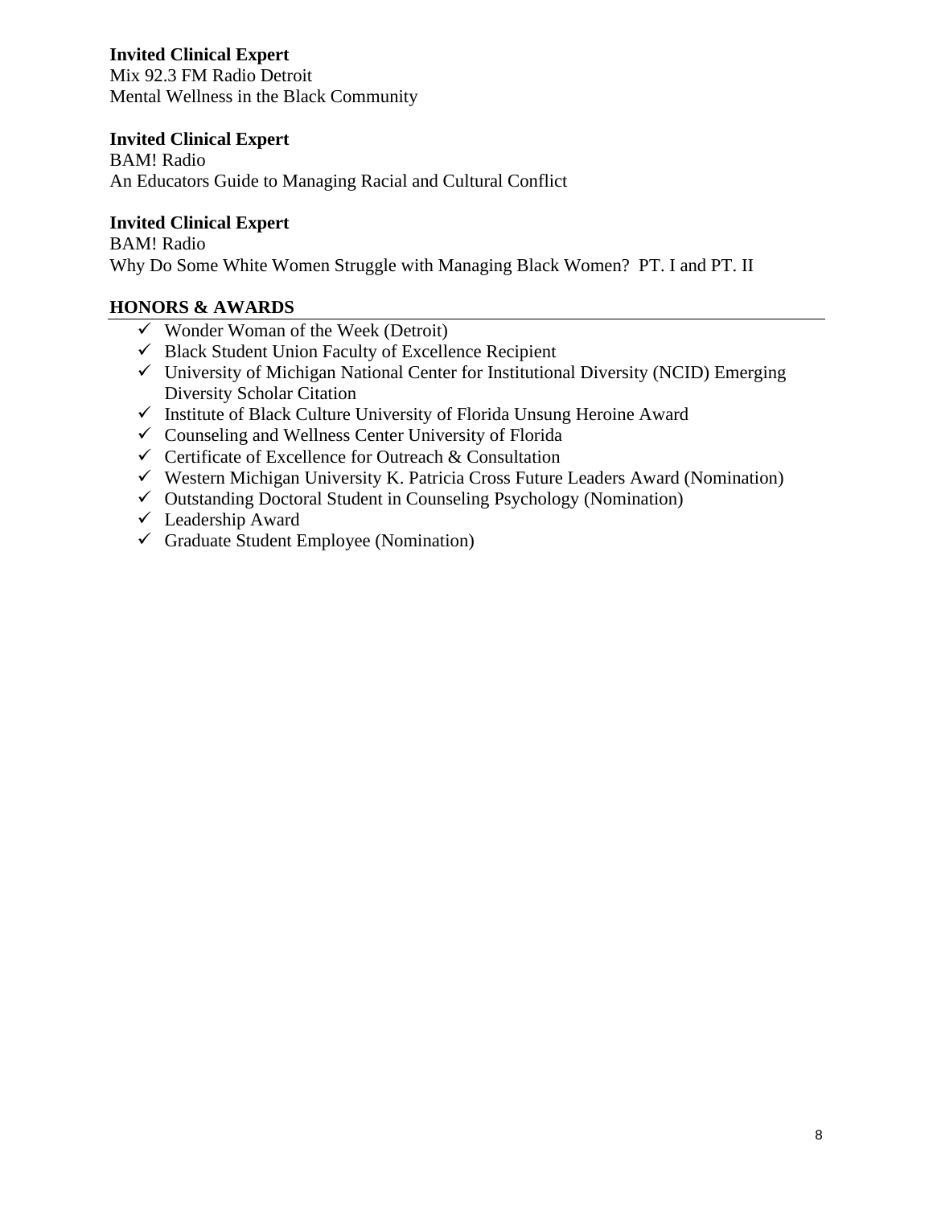**Invited Clinical Expert**
Mix 92.3 FM Radio Detroit
Mental Wellness in the Black Community

**Invited Clinical Expert**
BAM! Radio
An Educators Guide to Managing Racial and Cultural Conflict

**Invited Clinical Expert**
BAM! Radio
Why Do Some White Women Struggle with Managing Black Women? PT. I and PT. II

## HONORS & AWARDS

- ✓ Wonder Woman of the Week (Detroit)
- ✓ Black Student Union Faculty of Excellence Recipient
- ✓ University of Michigan National Center for Institutional Diversity (NCID) Emerging Diversity Scholar Citation
- ✓ Institute of Black Culture University of Florida Unsung Heroine Award
- ✓ Counseling and Wellness Center University of Florida
- ✓ Certificate of Excellence for Outreach & Consultation
- ✓ Western Michigan University K. Patricia Cross Future Leaders Award (Nomination)
- ✓ Outstanding Doctoral Student in Counseling Psychology (Nomination)
- ✓ Leadership Award
- ✓ Graduate Student Employee (Nomination)